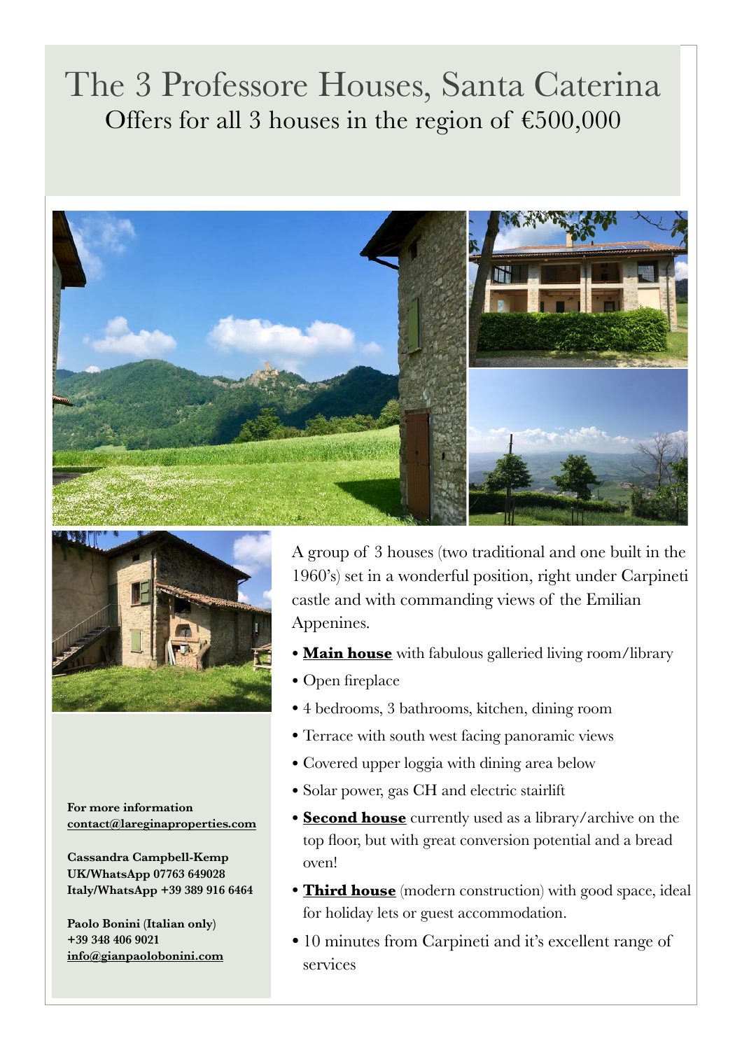# The 3 Professore Houses, Santa Caterina

## Offers for all 3 houses in the region of €500,000

A group of 3 houses (two traditional and one built in the 1960's) set in a wonderful position, right under Carpineti castle and with commanding views of the Emilian Appenines.

- **Main house** with fabulous galleried living room/library
- Open fireplace
- 4 bedrooms, 3 bathrooms, kitchen, dining room
- Terrace with south west facing panoramic views
- Covered upper loggia with dining area below
- Solar power, gas CH and electric stairlift
- **Second house** currently used as a library/archive on the top floor, but with great conversion potential and a bread oven!
- **Third house** (modern construction) with good space, ideal for holiday lets or guest accommodation.
- 10 minutes from Carpineti and it's excellent range of services

**For more information**
**contact@lareginaproperties.com**

**Cassandra Campbell-Kemp**
**UK/WhatsApp 07763 649028**
**Italy/WhatsApp +39 389 916 6464**

**Paolo Bonini (Italian only)**
**+39 348 406 9021**
**info@gianpaolobonini.com**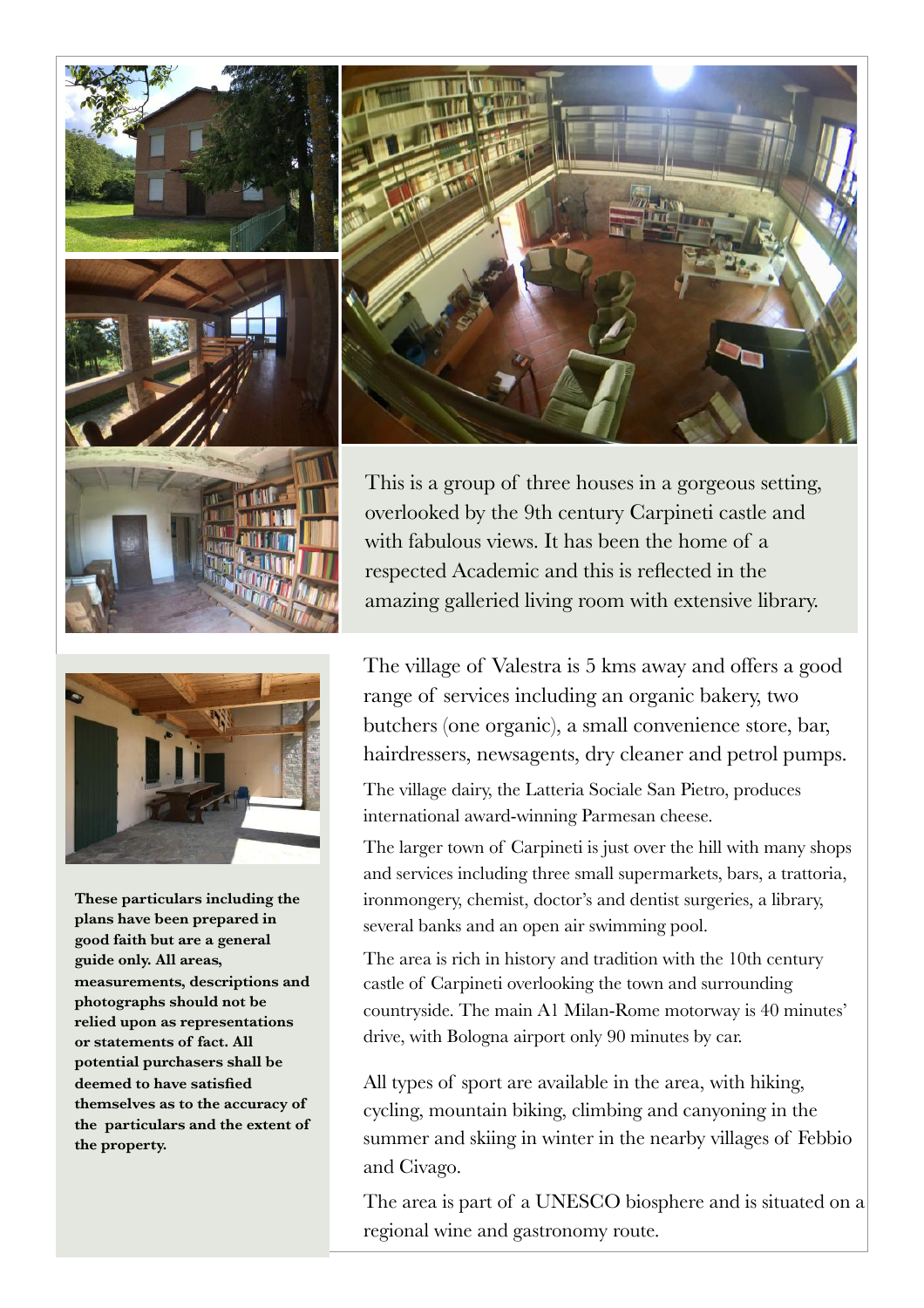This is a group of three houses in a gorgeous setting, overlooked by the 9th century Carpineti castle and with fabulous views. It has been the home of a respected Academic and this is reflected in the amazing galleried living room with extensive library.

The village of Valestra is 5 kms away and offers a good range of services including an organic bakery, two butchers (one organic), a small convenience store, bar, hairdressers, newsagents, dry cleaner and petrol pumps.

The village dairy, the Latteria Sociale San Pietro, produces international award-winning Parmesan cheese.

The larger town of Carpineti is just over the hill with many shops and services including three small supermarkets, bars, a trattoria, ironmongery, chemist, doctor's and dentist surgeries, a library, several banks and an open air swimming pool.

The area is rich in history and tradition with the 10th century castle of Carpineti overlooking the town and surrounding countryside. The main A1 Milan-Rome motorway is 40 minutes' drive, with Bologna airport only 90 minutes by car.

All types of sport are available in the area, with hiking, cycling, mountain biking, climbing and canyoning in the summer and skiing in winter in the nearby villages of Febbio and Civago.

The area is part of a UNESCO biosphere and is situated on a regional wine and gastronomy route.

**These particulars including the plans have been prepared in good faith but are a general guide only. All areas, measurements, descriptions and photographs should not be relied upon as representations or statements of fact. All potential purchasers shall be deemed to have satisfied themselves as to the accuracy of the particulars and the extent of the property.**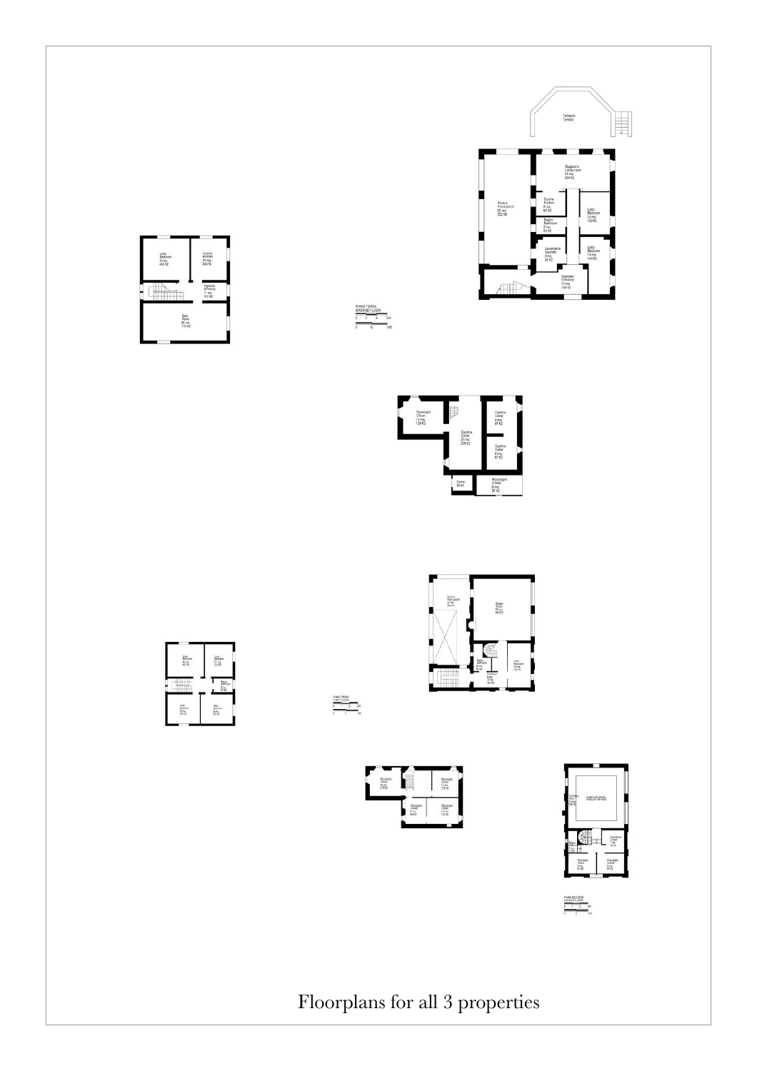Floorplans for all 3 properties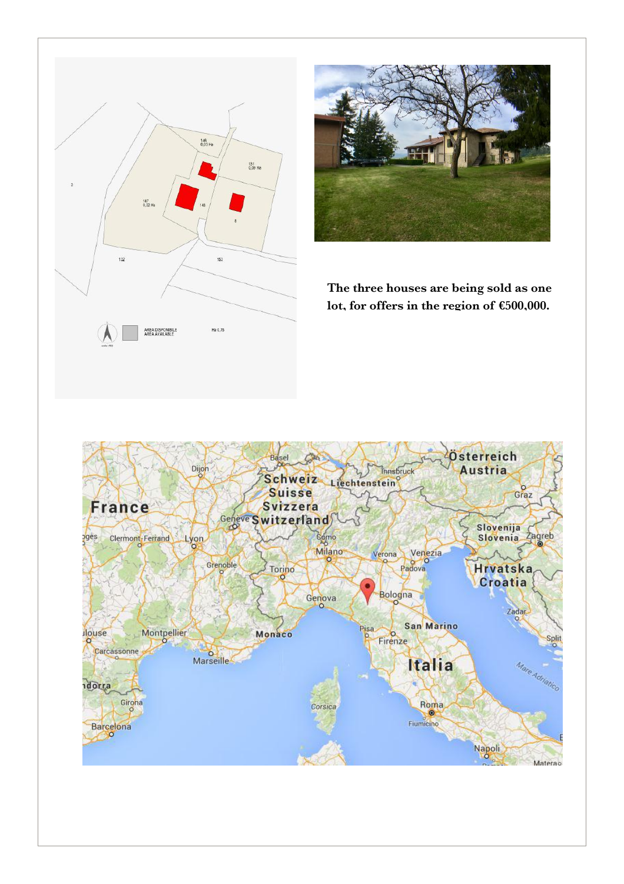**The three houses are being sold as one lot, for offers in the region of €500,000.**